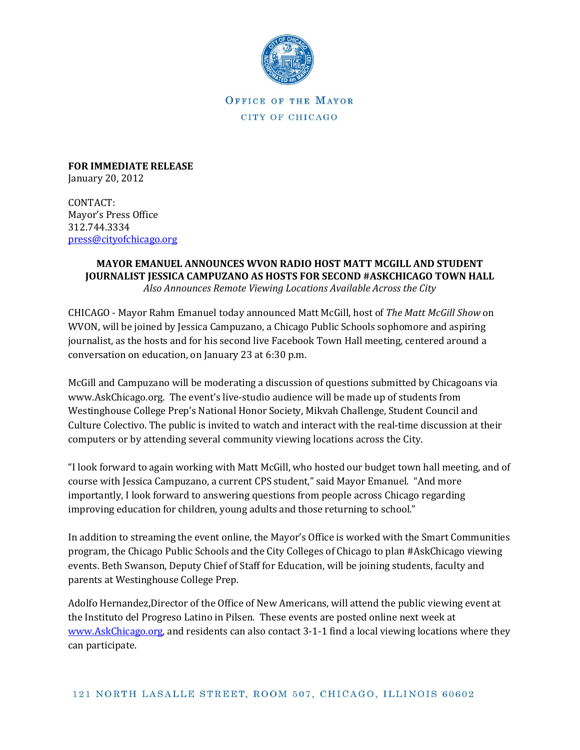Office of the Mayor

City of Chicago

**FOR IMMEDIATE RELEASE**
January 20, 2012

CONTACT:
Mayor's Press Office
312.744.3334
press@cityofchicago.org

**MAYOR EMANUEL ANNOUNCES WVON RADIO HOST MATT MCGILL AND STUDENT JOURNALIST JESSICA CAMPUZANO AS HOSTS FOR SECOND #ASKCHICAGO TOWN HALL**

*Also Announces Remote Viewing Locations Available Across the City*

CHICAGO - Mayor Rahm Emanuel today announced Matt McGill, host of *The Matt McGill Show* on WVON, will be joined by Jessica Campuzano, a Chicago Public Schools sophomore and aspiring journalist, as the hosts and for his second live Facebook Town Hall meeting, centered around a conversation on education, on January 23 at 6:30 p.m.

McGill and Campuzano will be moderating a discussion of questions submitted by Chicagoans via www.AskChicago.org. The event's live-studio audience will be made up of students from Westinghouse College Prep's National Honor Society, Mikvah Challenge, Student Council and Culture Colectivo. The public is invited to watch and interact with the real-time discussion at their computers or by attending several community viewing locations across the City.

"I look forward to again working with Matt McGill, who hosted our budget town hall meeting, and of course with Jessica Campuzano, a current CPS student," said Mayor Emanuel. "And more importantly, I look forward to answering questions from people across Chicago regarding improving education for children, young adults and those returning to school."

In addition to streaming the event online, the Mayor's Office is worked with the Smart Communities program, the Chicago Public Schools and the City Colleges of Chicago to plan #AskChicago viewing events. Beth Swanson, Deputy Chief of Staff for Education, will be joining students, faculty and parents at Westinghouse College Prep.

Adolfo Hernandez,Director of the Office of New Americans, will attend the public viewing event at the Instituto del Progreso Latino in Pilsen. These events are posted online next week at www.AskChicago.org, and residents can also contact 3-1-1 find a local viewing locations where they can participate.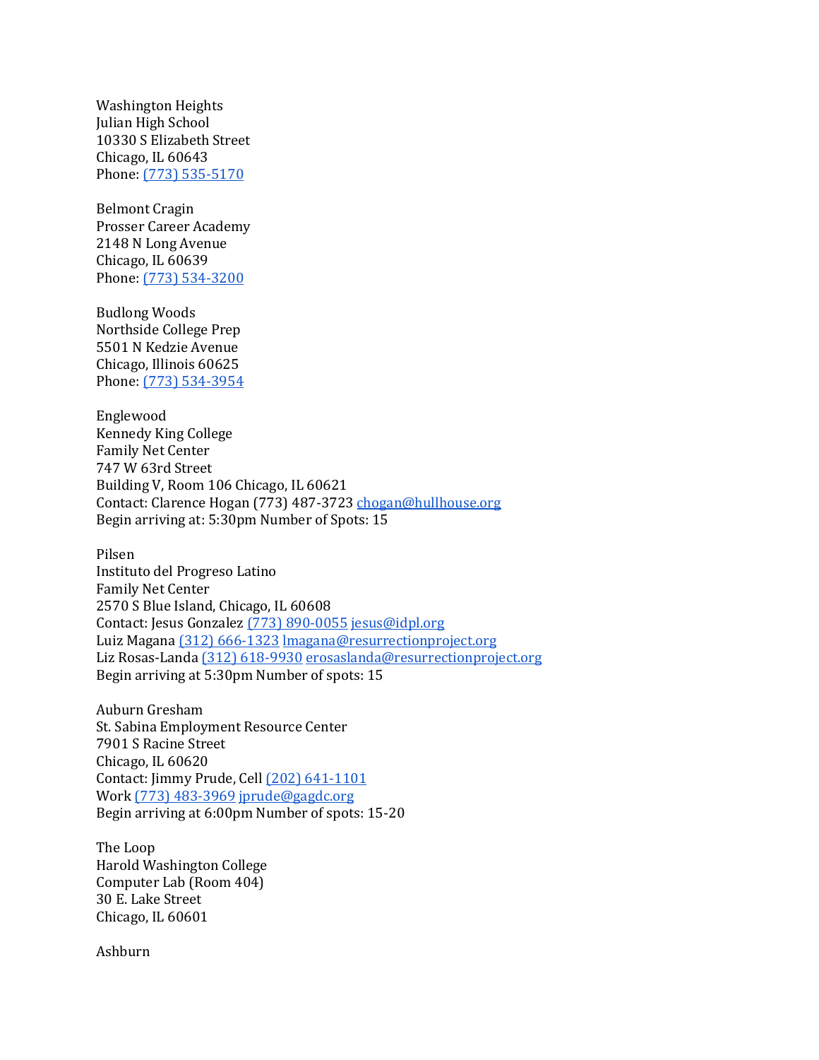Washington Heights
Julian High School
10330 S Elizabeth Street
Chicago, IL 60643
Phone: (773) 535-5170

Belmont Cragin
Prosser Career Academy
2148 N Long Avenue
Chicago, IL 60639
Phone: (773) 534-3200

Budlong Woods
Northside College Prep
5501 N Kedzie Avenue
Chicago, Illinois 60625
Phone: (773) 534-3954

Englewood
Kennedy King College
Family Net Center
747 W 63rd Street
Building V, Room 106 Chicago, IL 60621
Contact: Clarence Hogan (773) 487-3723 chogan@hullhouse.org
Begin arriving at: 5:30pm Number of Spots: 15

Pilsen
Instituto del Progreso Latino
Family Net Center
2570 S Blue Island, Chicago, IL 60608
Contact: Jesus Gonzalez (773) 890-0055 jesus@idpl.org
Luiz Magana (312) 666-1323 lmagana@resurrectionproject.org
Liz Rosas-Landa (312) 618-9930 erosaslanda@resurrectionproject.org
Begin arriving at 5:30pm Number of spots: 15

Auburn Gresham
St. Sabina Employment Resource Center
7901 S Racine Street
Chicago, IL 60620
Contact: Jimmy Prude, Cell (202) 641-1101
Work (773) 483-3969 jprude@gagdc.org
Begin arriving at 6:00pm Number of spots: 15-20

The Loop
Harold Washington College
Computer Lab (Room 404)
30 E. Lake Street
Chicago, IL 60601

Ashburn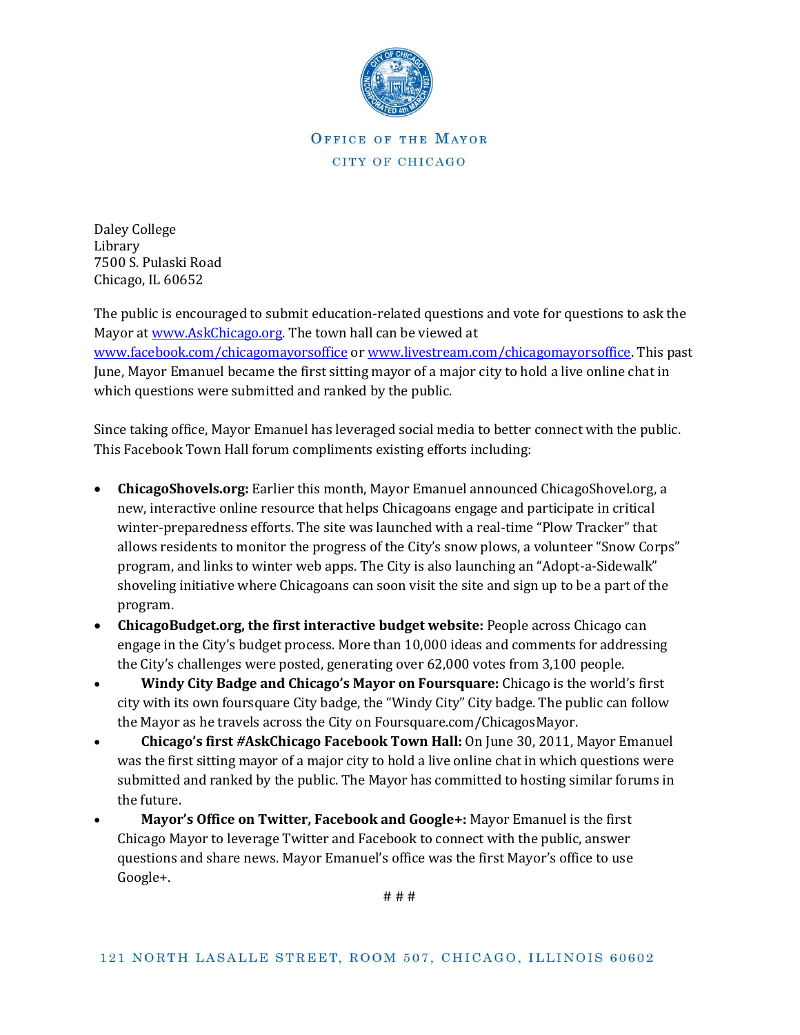OFFICE OF THE MAYOR

CITY OF CHICAGO

Daley College
Library
7500 S. Pulaski Road
Chicago, IL 60652

The public is encouraged to submit education-related questions and vote for questions to ask the Mayor at [www.AskChicago.org](http://www.AskChicago.org). The town hall can be viewed at [www.facebook.com/chicagomayorsoffice](http://www.facebook.com/chicagomayorsoffice) or [www.livestream.com/chicagomayorsoffice](http://www.livestream.com/chicagomayorsoffice). This past June, Mayor Emanuel became the first sitting mayor of a major city to hold a live online chat in which questions were submitted and ranked by the public.

Since taking office, Mayor Emanuel has leveraged social media to better connect with the public. This Facebook Town Hall forum compliments existing efforts including:

- **ChicagoShovels.org:** Earlier this month, Mayor Emanuel announced ChicagoShovel.org, a new, interactive online resource that helps Chicagoans engage and participate in critical winter-preparedness efforts. The site was launched with a real-time "Plow Tracker" that allows residents to monitor the progress of the City's snow plows, a volunteer "Snow Corps" program, and links to winter web apps. The City is also launching an "Adopt-a-Sidewalk" shoveling initiative where Chicagoans can soon visit the site and sign up to be a part of the program.
- **ChicagoBudget.org, the first interactive budget website:** People across Chicago can engage in the City's budget process. More than 10,000 ideas and comments for addressing the City's challenges were posted, generating over 62,000 votes from 3,100 people.
- **Windy City Badge and Chicago's Mayor on Foursquare:** Chicago is the world's first city with its own foursquare City badge, the "Windy City" City badge. The public can follow the Mayor as he travels across the City on Foursquare.com/ChicagosMayor.
- **Chicago's first #AskChicago Facebook Town Hall:** On June 30, 2011, Mayor Emanuel was the first sitting mayor of a major city to hold a live online chat in which questions were submitted and ranked by the public. The Mayor has committed to hosting similar forums in the future.
- **Mayor's Office on Twitter, Facebook and Google+:** Mayor Emanuel is the first Chicago Mayor to leverage Twitter and Facebook to connect with the public, answer questions and share news. Mayor Emanuel's office was the first Mayor's office to use Google+.

# # #

121 NORTH LASALLE STREET, ROOM 507, CHICAGO, ILLINOIS 60602